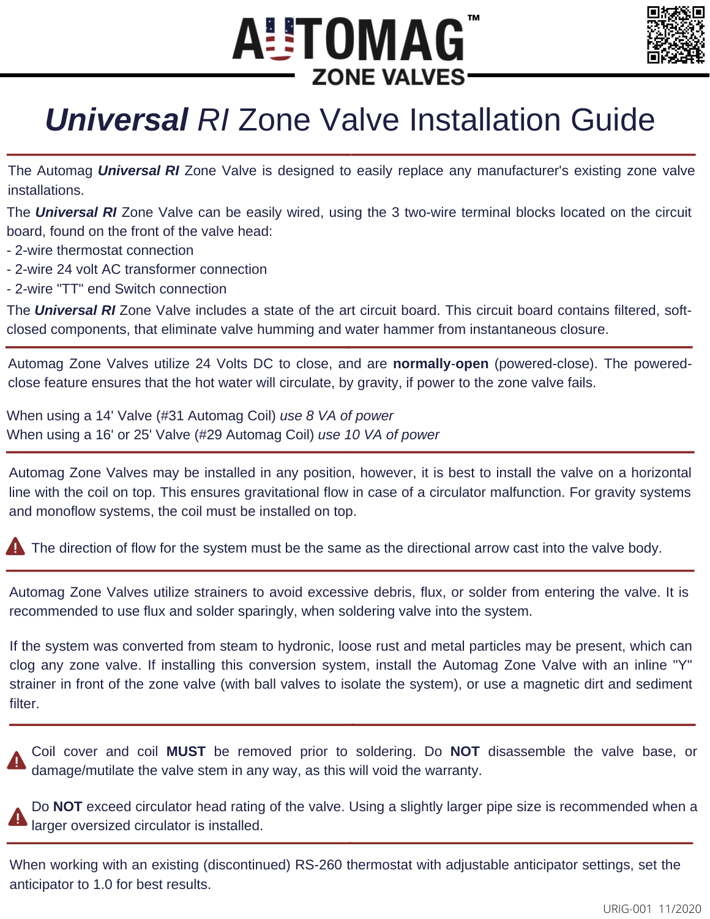# AUTOMAG™ ZONE VALVES

# ***Universal*** *RI* Zone Valve Installation Guide

The Automag ***Universal RI*** Zone Valve is designed to easily replace any manufacturer's existing zone valve installations.

The ***Universal RI*** Zone Valve can be easily wired, using the 3 two-wire terminal blocks located on the circuit board, found on the front of the valve head:

- 2-wire thermostat connection
- 2-wire 24 volt AC transformer connection
- 2-wire "TT" end Switch connection

The ***Universal RI*** Zone Valve includes a state of the art circuit board. This circuit board contains filtered, soft-closed components, that eliminate valve humming and water hammer from instantaneous closure.

---

Automag Zone Valves utilize 24 Volts DC to close, and are **normally**-**open** (powered-close). The powered-close feature ensures that the hot water will circulate, by gravity, if power to the zone valve fails.

When using a 14' Valve (#31 Automag Coil) *use 8 VA of power*
When using a 16' or 25' Valve (#29 Automag Coil) *use 10 VA of power*

---

Automag Zone Valves may be installed in any position, however, it is best to install the valve on a horizontal line with the coil on top. This ensures gravitational flow in case of a circulator malfunction. For gravity systems and monoflow systems, the coil must be installed on top.

⚠ The direction of flow for the system must be the same as the directional arrow cast into the valve body.

---

Automag Zone Valves utilize strainers to avoid excessive debris, flux, or solder from entering the valve. It is recommended to use flux and solder sparingly, when soldering valve into the system.

If the system was converted from steam to hydronic, loose rust and metal particles may be present, which can clog any zone valve. If installing this conversion system, install the Automag Zone Valve with an inline "Y" strainer in front of the zone valve (with ball valves to isolate the system), or use a magnetic dirt and sediment filter.

---

⚠ Coil cover and coil **MUST** be removed prior to soldering. Do **NOT** disassemble the valve base, or damage/mutilate the valve stem in any way, as this will void the warranty.

⚠ Do **NOT** exceed circulator head rating of the valve. Using a slightly larger pipe size is recommended when a larger oversized circulator is installed.

---

When working with an existing (discontinued) RS-260 thermostat with adjustable anticipator settings, set the anticipator to 1.0 for best results.

URIG-001 11/2020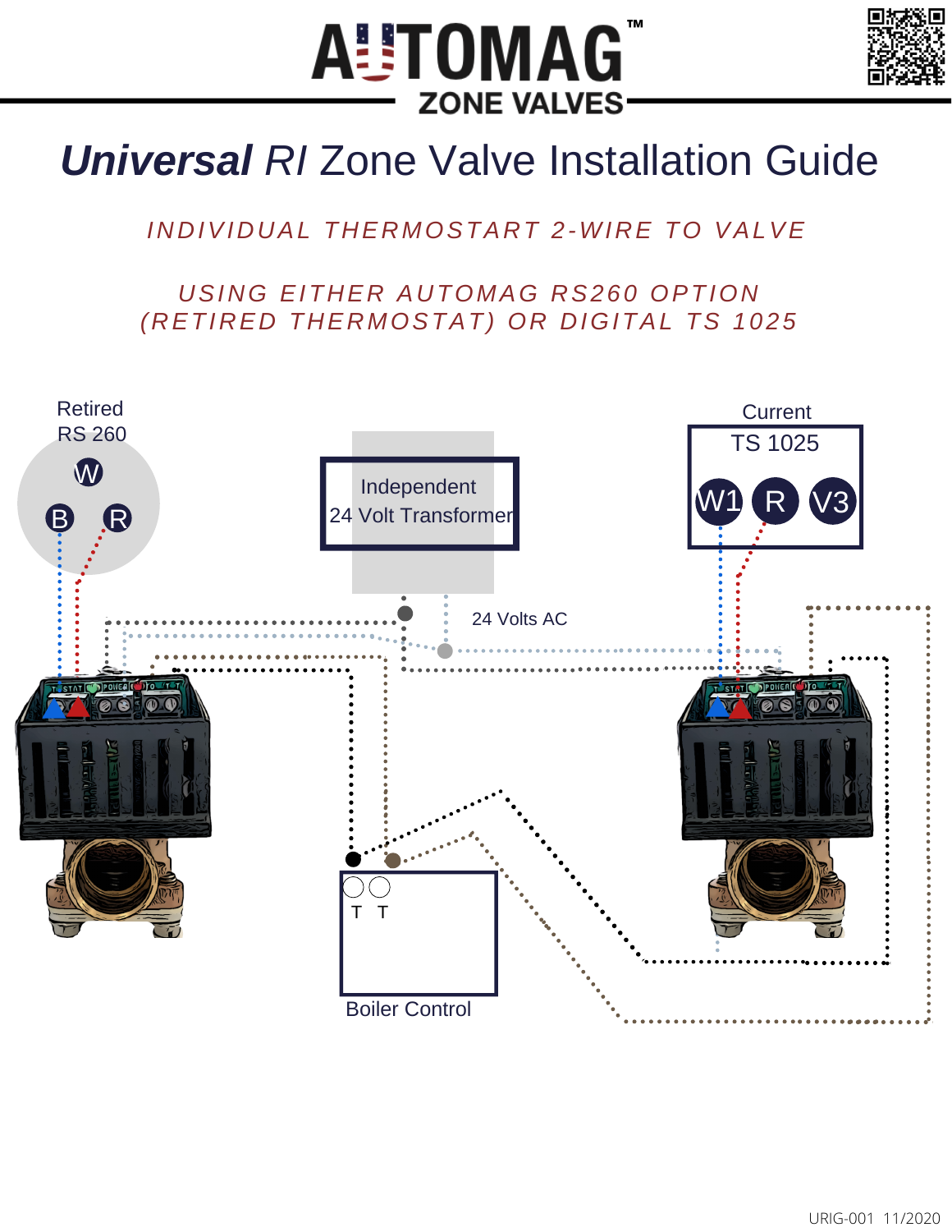# AUTOMAG™ ZONE VALVES

# *Universal RI* Zone Valve Installation Guide

## INDIVIDUAL THERMOSTART 2-WIRE TO VALVE

## USING EITHER AUTOMAG RS260 OPTION (RETIRED THERMOSTAT) OR DIGITAL TS 1025

Retired
RS 260
W
B
R

Independent
24 Volt Transformer

24 Volts AC

Current
TS 1025
W1
R
V3

T T
Boiler Control

URIG-001 11/2020